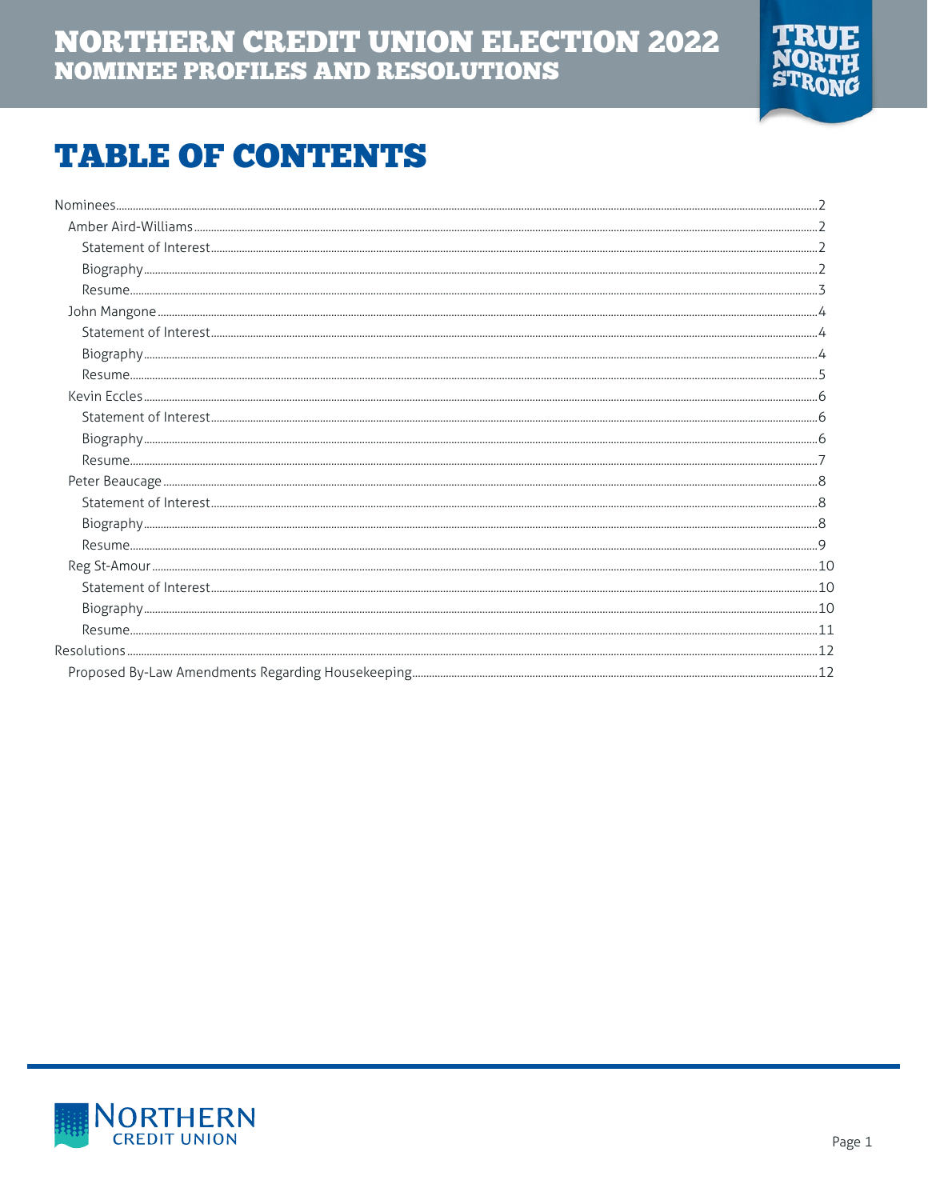# NORTHERN CREDIT UNION ELECTION 2022
## NOMINEE PROFILES AND RESOLUTIONS

TRUE NORTH STRONG

# TABLE OF CONTENTS

- Nominees ..... 2
  - Amber Aird-Williams ..... 2
    - Statement of Interest ..... 2
    - Biography ..... 2
    - Resume ..... 3
  - John Mangone ..... 4
    - Statement of Interest ..... 4
    - Biography ..... 4
    - Resume ..... 5
  - Kevin Eccles ..... 6
    - Statement of Interest ..... 6
    - Biography ..... 6
    - Resume ..... 7
  - Peter Beaucage ..... 8
    - Statement of Interest ..... 8
    - Biography ..... 8
    - Resume ..... 9
  - Reg St-Amour ..... 10
    - Statement of Interest ..... 10
    - Biography ..... 10
    - Resume ..... 11
- Resolutions ..... 12
  - Proposed By-Law Amendments Regarding Housekeeping ..... 12

NORTHERN CREDIT UNION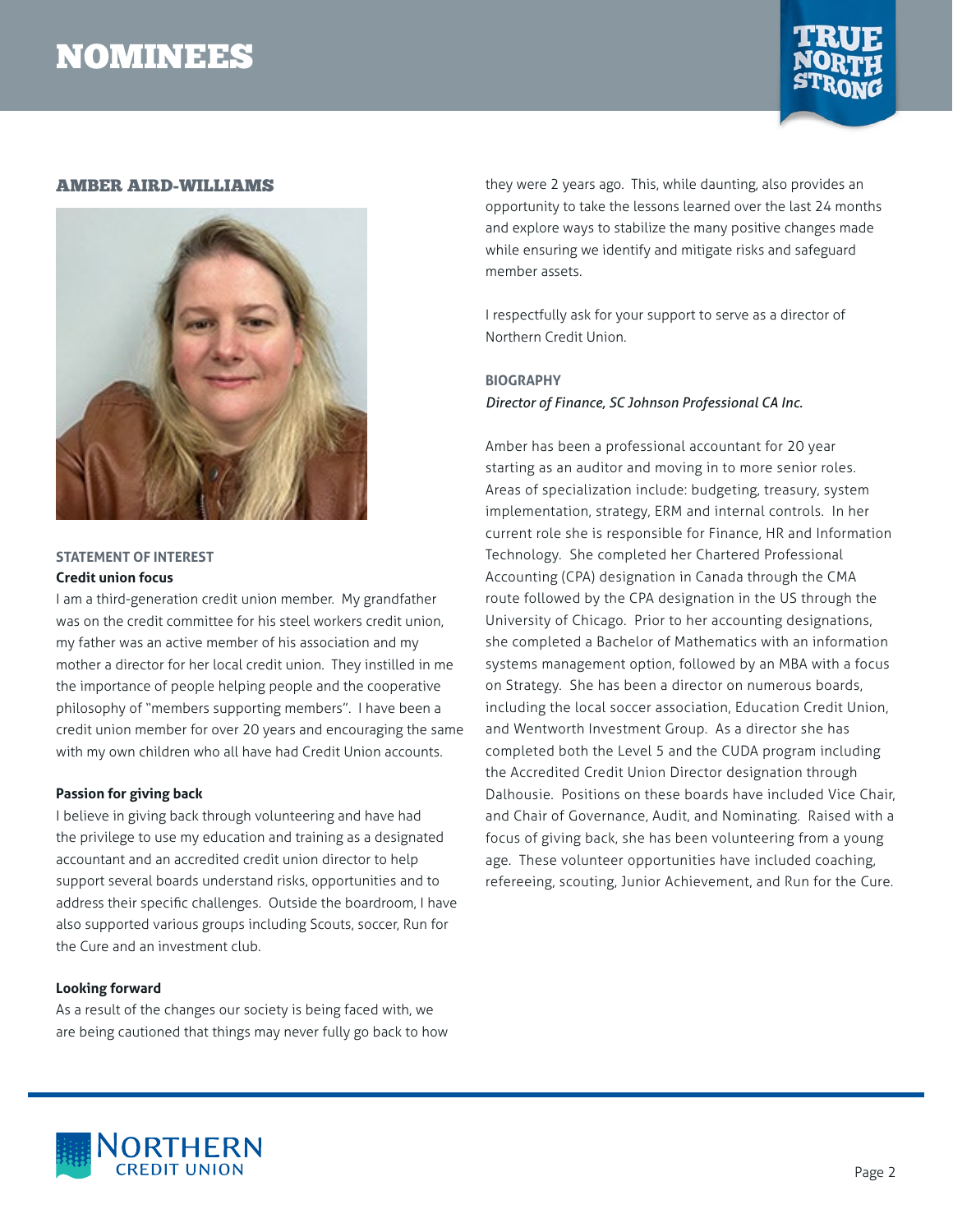# NOMINEES

## AMBER AIRD-WILLIAMS

### STATEMENT OF INTEREST

**Credit union focus**

I am a third-generation credit union member. My grandfather was on the credit committee for his steel workers credit union, my father was an active member of his association and my mother a director for her local credit union. They instilled in me the importance of people helping people and the cooperative philosophy of "members supporting members". I have been a credit union member for over 20 years and encouraging the same with my own children who all have had Credit Union accounts.

**Passion for giving back**

I believe in giving back through volunteering and have had the privilege to use my education and training as a designated accountant and an accredited credit union director to help support several boards understand risks, opportunities and to address their specific challenges. Outside the boardroom, I have also supported various groups including Scouts, soccer, Run for the Cure and an investment club.

**Looking forward**

As a result of the changes our society is being faced with, we are being cautioned that things may never fully go back to how they were 2 years ago. This, while daunting, also provides an opportunity to take the lessons learned over the last 24 months and explore ways to stabilize the many positive changes made while ensuring we identify and mitigate risks and safeguard member assets.

I respectfully ask for your support to serve as a director of Northern Credit Union.

### BIOGRAPHY

*Director of Finance, SC Johnson Professional CA Inc.*

Amber has been a professional accountant for 20 year starting as an auditor and moving in to more senior roles. Areas of specialization include: budgeting, treasury, system implementation, strategy, ERM and internal controls. In her current role she is responsible for Finance, HR and Information Technology. She completed her Chartered Professional Accounting (CPA) designation in Canada through the CMA route followed by the CPA designation in the US through the University of Chicago. Prior to her accounting designations, she completed a Bachelor of Mathematics with an information systems management option, followed by an MBA with a focus on Strategy. She has been a director on numerous boards, including the local soccer association, Education Credit Union, and Wentworth Investment Group. As a director she has completed both the Level 5 and the CUDA program including the Accredited Credit Union Director designation through Dalhousie. Positions on these boards have included Vice Chair, and Chair of Governance, Audit, and Nominating. Raised with a focus of giving back, she has been volunteering from a young age. These volunteer opportunities have included coaching, refereeing, scouting, Junior Achievement, and Run for the Cure.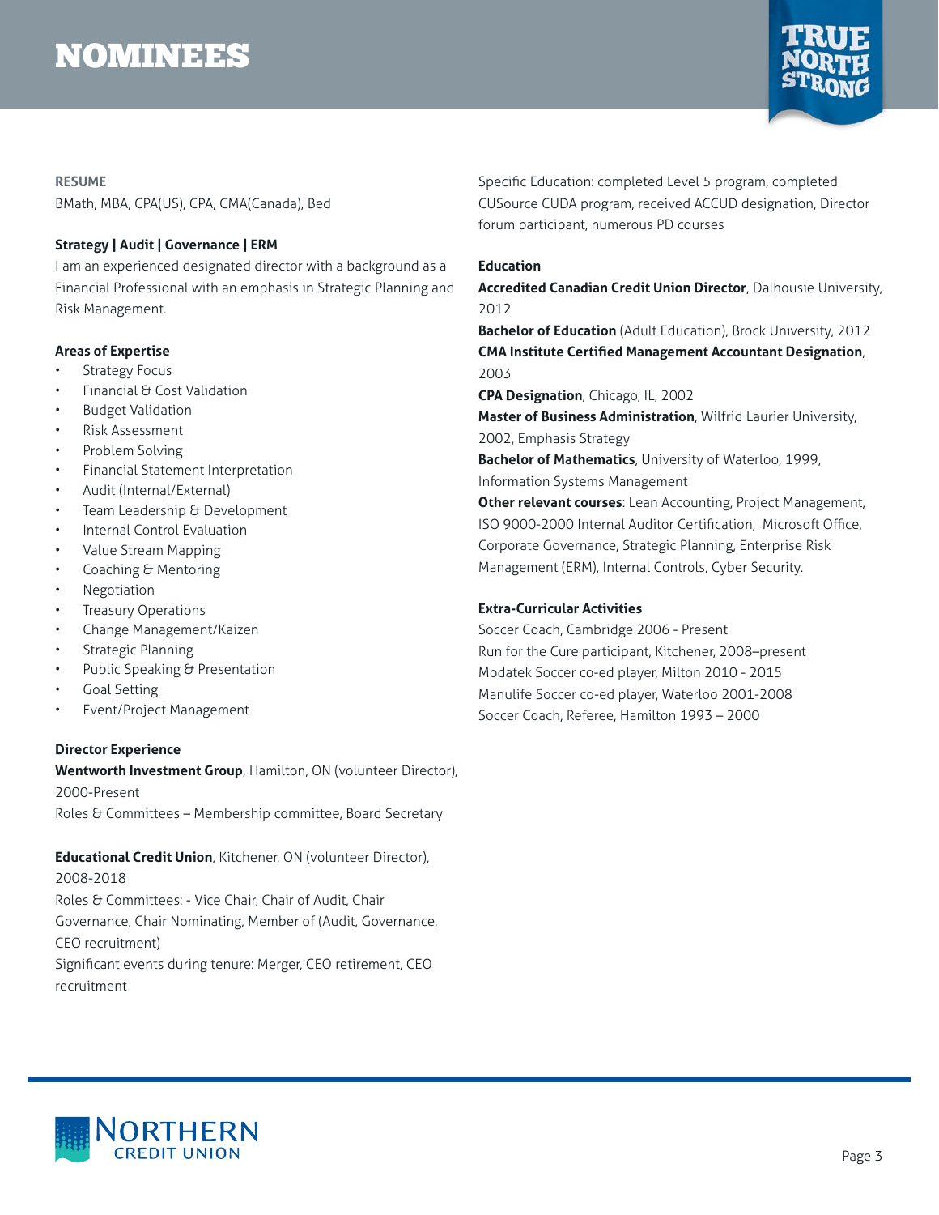# NOMINEES

**RESUME**

BMath, MBA, CPA(US), CPA, CMA(Canada), Bed

**Strategy | Audit | Governance | ERM**

I am an experienced designated director with a background as a Financial Professional with an emphasis in Strategic Planning and Risk Management.

**Areas of Expertise**

- Strategy Focus
- Financial & Cost Validation
- Budget Validation
- Risk Assessment
- Problem Solving
- Financial Statement Interpretation
- Audit (Internal/External)
- Team Leadership & Development
- Internal Control Evaluation
- Value Stream Mapping
- Coaching & Mentoring
- Negotiation
- Treasury Operations
- Change Management/Kaizen
- Strategic Planning
- Public Speaking & Presentation
- Goal Setting
- Event/Project Management

**Director Experience**

**Wentworth Investment Group**, Hamilton, ON (volunteer Director), 2000-Present
Roles & Committees – Membership committee, Board Secretary

**Educational Credit Union**, Kitchener, ON (volunteer Director), 2008-2018
Roles & Committees: - Vice Chair, Chair of Audit, Chair Governance, Chair Nominating, Member of (Audit, Governance, CEO recruitment)
Significant events during tenure: Merger, CEO retirement, CEO recruitment

Specific Education: completed Level 5 program, completed CUSource CUDA program, received ACCUD designation, Director forum participant, numerous PD courses

**Education**

**Accredited Canadian Credit Union Director**, Dalhousie University, 2012
**Bachelor of Education** (Adult Education), Brock University, 2012
**CMA Institute Certified Management Accountant Designation**, 2003
**CPA Designation**, Chicago, IL, 2002
**Master of Business Administration**, Wilfrid Laurier University, 2002, Emphasis Strategy
**Bachelor of Mathematics**, University of Waterloo, 1999, Information Systems Management
**Other relevant courses**: Lean Accounting, Project Management, ISO 9000-2000 Internal Auditor Certification, Microsoft Office, Corporate Governance, Strategic Planning, Enterprise Risk Management (ERM), Internal Controls, Cyber Security.

**Extra-Curricular Activities**

Soccer Coach, Cambridge 2006 - Present
Run for the Cure participant, Kitchener, 2008–present
Modatek Soccer co-ed player, Milton 2010 - 2015
Manulife Soccer co-ed player, Waterloo 2001-2008
Soccer Coach, Referee, Hamilton 1993 – 2000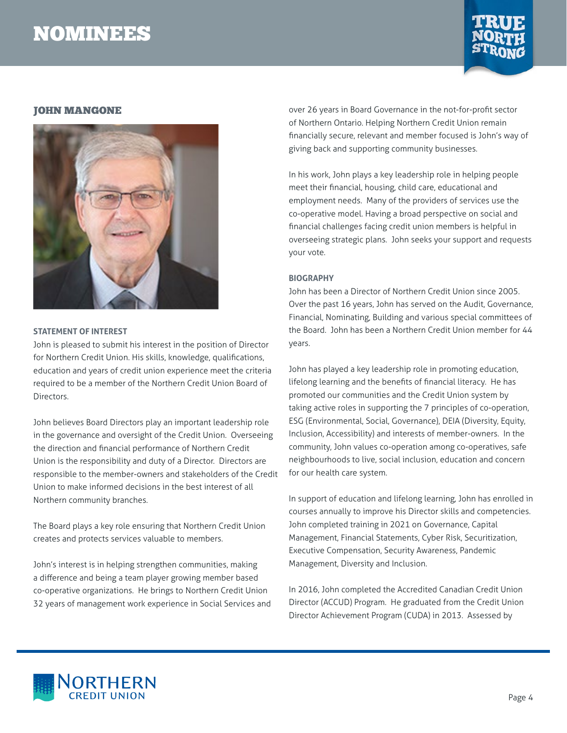# NOMINEES

## JOHN MANGONE

### STATEMENT OF INTEREST

John is pleased to submit his interest in the position of Director for Northern Credit Union. His skills, knowledge, qualifications, education and years of credit union experience meet the criteria required to be a member of the Northern Credit Union Board of Directors.

John believes Board Directors play an important leadership role in the governance and oversight of the Credit Union. Overseeing the direction and financial performance of Northern Credit Union is the responsibility and duty of a Director. Directors are responsible to the member-owners and stakeholders of the Credit Union to make informed decisions in the best interest of all Northern community branches.

The Board plays a key role ensuring that Northern Credit Union creates and protects services valuable to members.

John's interest is in helping strengthen communities, making a difference and being a team player growing member based co-operative organizations. He brings to Northern Credit Union 32 years of management work experience in Social Services and over 26 years in Board Governance in the not-for-profit sector of Northern Ontario. Helping Northern Credit Union remain financially secure, relevant and member focused is John's way of giving back and supporting community businesses.

In his work, John plays a key leadership role in helping people meet their financial, housing, child care, educational and employment needs. Many of the providers of services use the co-operative model. Having a broad perspective on social and financial challenges facing credit union members is helpful in overseeing strategic plans. John seeks your support and requests your vote.

### BIOGRAPHY

John has been a Director of Northern Credit Union since 2005. Over the past 16 years, John has served on the Audit, Governance, Financial, Nominating, Building and various special committees of the Board. John has been a Northern Credit Union member for 44 years.

John has played a key leadership role in promoting education, lifelong learning and the benefits of financial literacy. He has promoted our communities and the Credit Union system by taking active roles in supporting the 7 principles of co-operation, ESG (Environmental, Social, Governance), DEIA (Diversity, Equity, Inclusion, Accessibility) and interests of member-owners. In the community, John values co-operation among co-operatives, safe neighbourhoods to live, social inclusion, education and concern for our health care system.

In support of education and lifelong learning, John has enrolled in courses annually to improve his Director skills and competencies. John completed training in 2021 on Governance, Capital Management, Financial Statements, Cyber Risk, Securitization, Executive Compensation, Security Awareness, Pandemic Management, Diversity and Inclusion.

In 2016, John completed the Accredited Canadian Credit Union Director (ACCUD) Program. He graduated from the Credit Union Director Achievement Program (CUDA) in 2013. Assessed by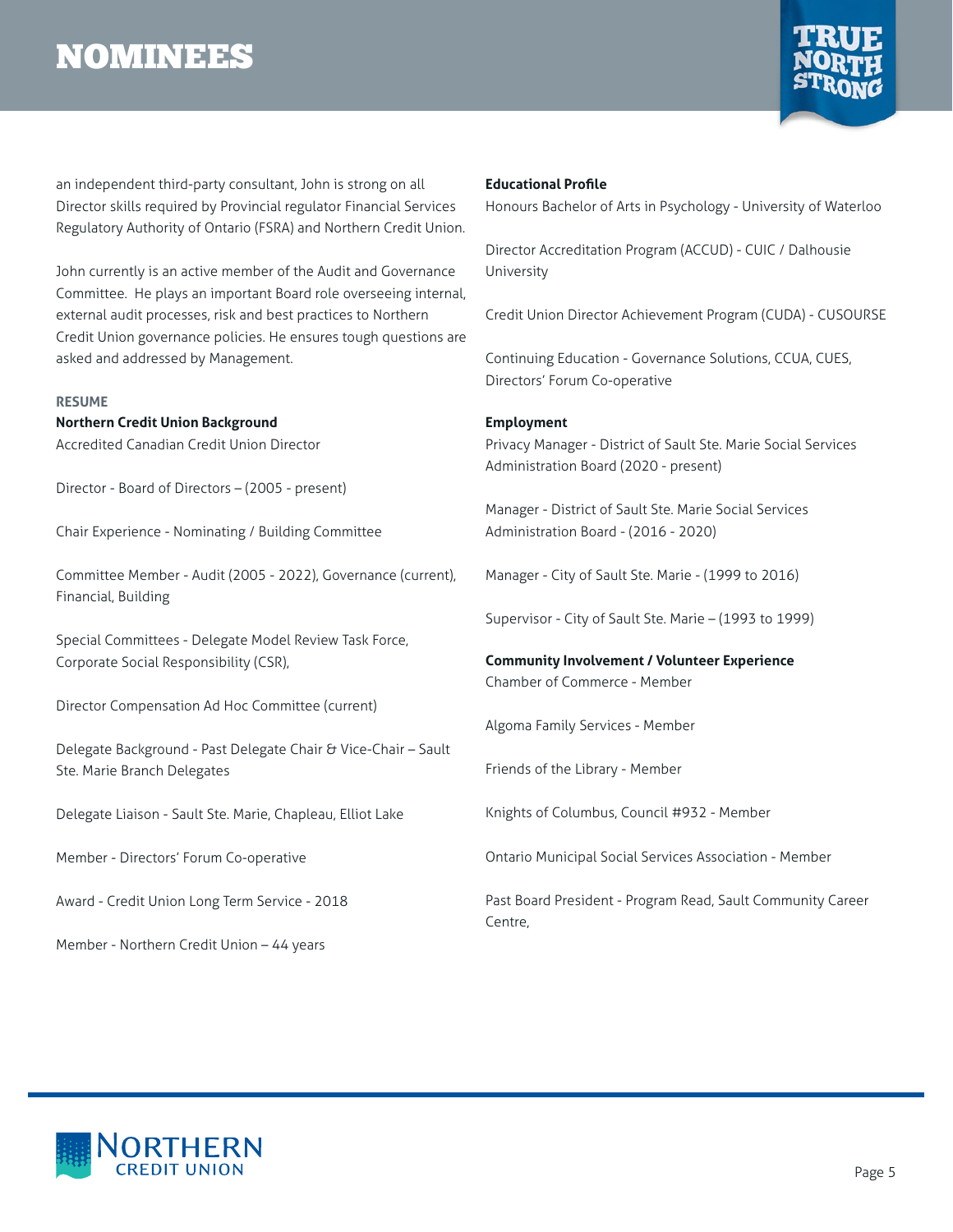an independent third-party consultant, John is strong on all Director skills required by Provincial regulator Financial Services Regulatory Authority of Ontario (FSRA) and Northern Credit Union.

John currently is an active member of the Audit and Governance Committee. He plays an important Board role overseeing internal, external audit processes, risk and best practices to Northern Credit Union governance policies. He ensures tough questions are asked and addressed by Management.

**RESUME**

**Northern Credit Union Background**

Accredited Canadian Credit Union Director

Director - Board of Directors – (2005 - present)

Chair Experience - Nominating / Building Committee

Committee Member - Audit (2005 - 2022), Governance (current), Financial, Building

Special Committees - Delegate Model Review Task Force, Corporate Social Responsibility (CSR),

Director Compensation Ad Hoc Committee (current)

Delegate Background - Past Delegate Chair & Vice-Chair – Sault Ste. Marie Branch Delegates

Delegate Liaison - Sault Ste. Marie, Chapleau, Elliot Lake

Member - Directors' Forum Co-operative

Award - Credit Union Long Term Service - 2018

Member - Northern Credit Union – 44 years

**Educational Profile**

Honours Bachelor of Arts in Psychology - University of Waterloo

Director Accreditation Program (ACCUD) - CUIC / Dalhousie University

Credit Union Director Achievement Program (CUDA) - CUSOURSE

Continuing Education - Governance Solutions, CCUA, CUES, Directors' Forum Co-operative

**Employment**

Privacy Manager - District of Sault Ste. Marie Social Services Administration Board (2020 - present)

Manager - District of Sault Ste. Marie Social Services Administration Board - (2016 - 2020)

Manager - City of Sault Ste. Marie - (1999 to 2016)

Supervisor - City of Sault Ste. Marie – (1993 to 1999)

**Community Involvement / Volunteer Experience**

Chamber of Commerce - Member

Algoma Family Services - Member

Friends of the Library - Member

Knights of Columbus, Council #932 - Member

Ontario Municipal Social Services Association - Member

Past Board President - Program Read, Sault Community Career Centre,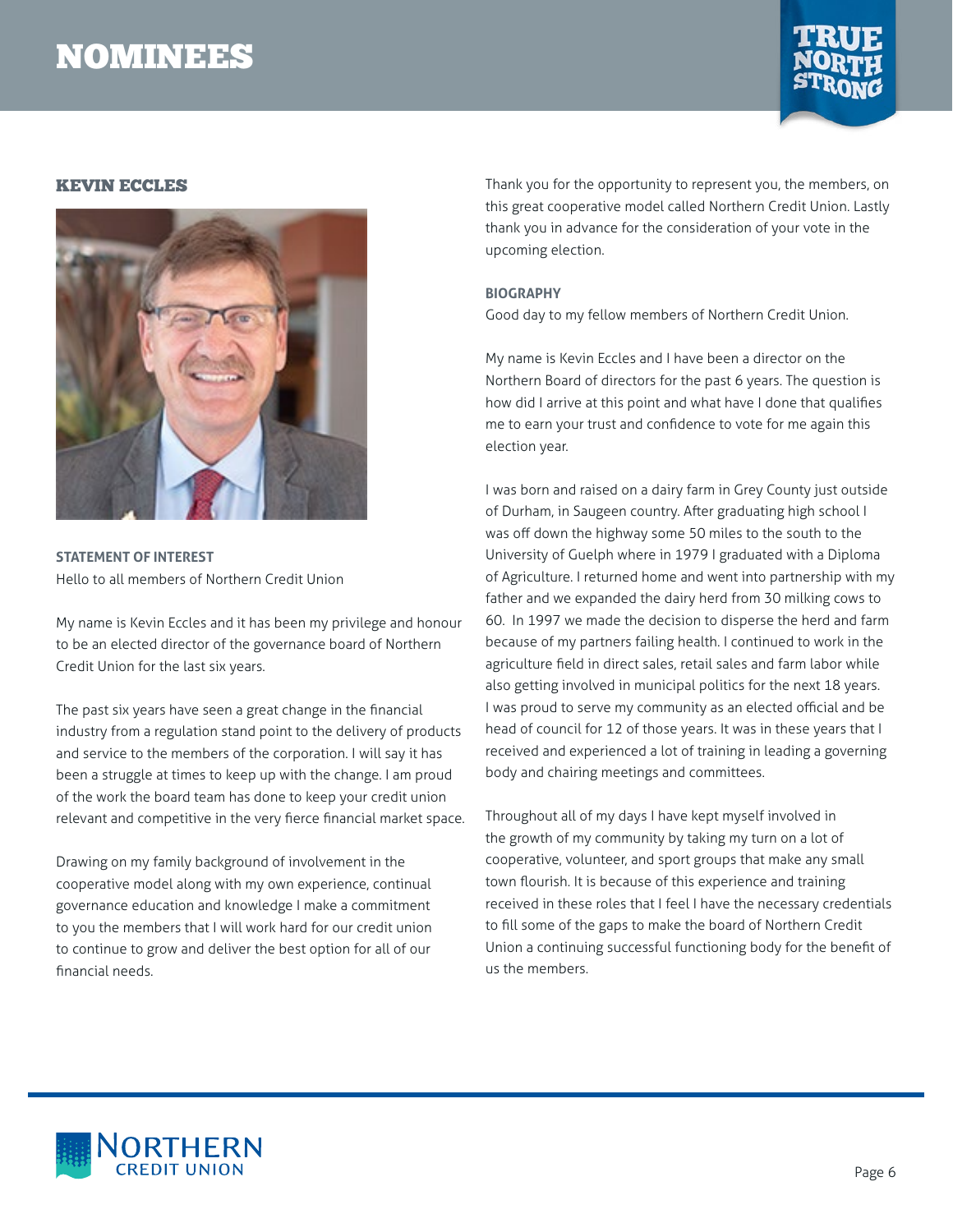# NOMINEES

## KEVIN ECCLES

**STATEMENT OF INTEREST**

Hello to all members of Northern Credit Union

My name is Kevin Eccles and it has been my privilege and honour to be an elected director of the governance board of Northern Credit Union for the last six years.

The past six years have seen a great change in the financial industry from a regulation stand point to the delivery of products and service to the members of the corporation. I will say it has been a struggle at times to keep up with the change. I am proud of the work the board team has done to keep your credit union relevant and competitive in the very fierce financial market space.

Drawing on my family background of involvement in the cooperative model along with my own experience, continual governance education and knowledge I make a commitment to you the members that I will work hard for our credit union to continue to grow and deliver the best option for all of our financial needs.

Thank you for the opportunity to represent you, the members, on this great cooperative model called Northern Credit Union. Lastly thank you in advance for the consideration of your vote in the upcoming election.

**BIOGRAPHY**

Good day to my fellow members of Northern Credit Union.

My name is Kevin Eccles and I have been a director on the Northern Board of directors for the past 6 years. The question is how did I arrive at this point and what have I done that qualifies me to earn your trust and confidence to vote for me again this election year.

I was born and raised on a dairy farm in Grey County just outside of Durham, in Saugeen country. After graduating high school I was off down the highway some 50 miles to the south to the University of Guelph where in 1979 I graduated with a Diploma of Agriculture. I returned home and went into partnership with my father and we expanded the dairy herd from 30 milking cows to 60. In 1997 we made the decision to disperse the herd and farm because of my partners failing health. I continued to work in the agriculture field in direct sales, retail sales and farm labor while also getting involved in municipal politics for the next 18 years. I was proud to serve my community as an elected official and be head of council for 12 of those years. It was in these years that I received and experienced a lot of training in leading a governing body and chairing meetings and committees.

Throughout all of my days I have kept myself involved in the growth of my community by taking my turn on a lot of cooperative, volunteer, and sport groups that make any small town flourish. It is because of this experience and training received in these roles that I feel I have the necessary credentials to fill some of the gaps to make the board of Northern Credit Union a continuing successful functioning body for the benefit of us the members.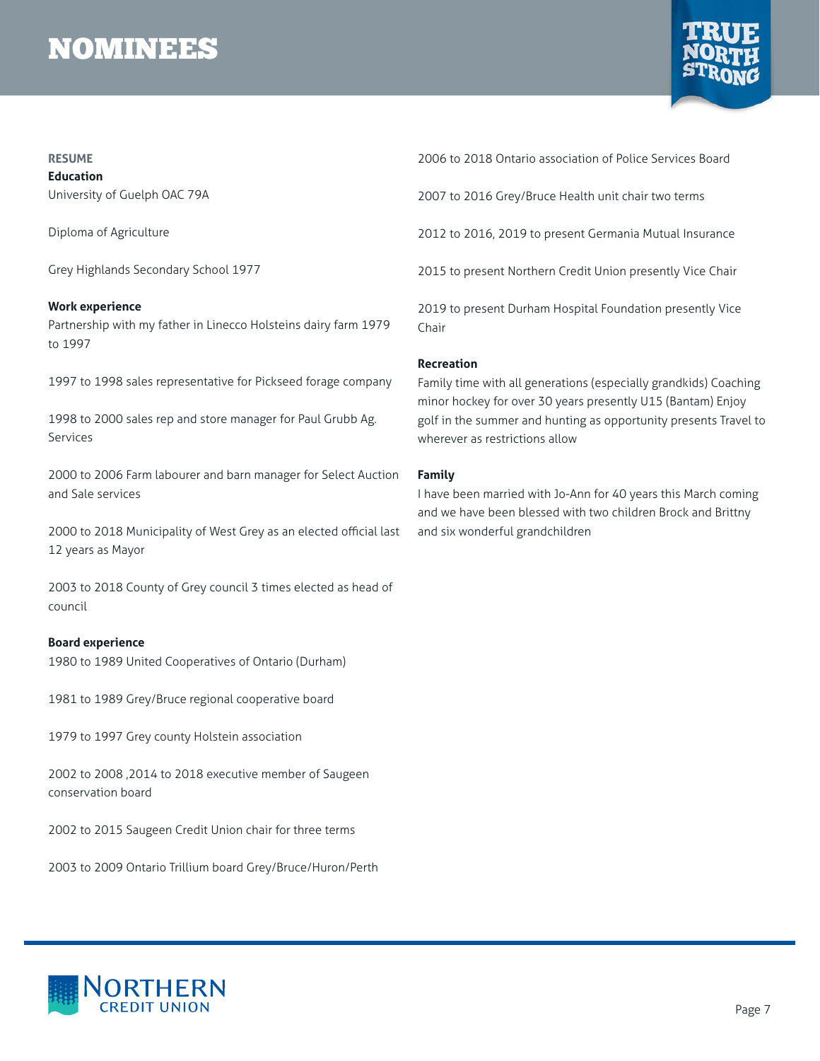# NOMINEES

**RESUME**

**Education**

University of Guelph OAC 79A

Diploma of Agriculture

Grey Highlands Secondary School 1977

**Work experience**

Partnership with my father in Linecco Holsteins dairy farm 1979 to 1997

1997 to 1998 sales representative for Pickseed forage company

1998 to 2000 sales rep and store manager for Paul Grubb Ag. Services

2000 to 2006 Farm labourer and barn manager for Select Auction and Sale services

2000 to 2018 Municipality of West Grey as an elected official last 12 years as Mayor

2003 to 2018 County of Grey council 3 times elected as head of council

**Board experience**

1980 to 1989 United Cooperatives of Ontario (Durham)

1981 to 1989 Grey/Bruce regional cooperative board

1979 to 1997 Grey county Holstein association

2002 to 2008 ,2014 to 2018 executive member of Saugeen conservation board

2002 to 2015 Saugeen Credit Union chair for three terms

2003 to 2009 Ontario Trillium board Grey/Bruce/Huron/Perth

2006 to 2018 Ontario association of Police Services Board

2007 to 2016 Grey/Bruce Health unit chair two terms

2012 to 2016, 2019 to present Germania Mutual Insurance

2015 to present Northern Credit Union presently Vice Chair

2019 to present Durham Hospital Foundation presently Vice Chair

**Recreation**

Family time with all generations (especially grandkids) Coaching minor hockey for over 30 years presently U15 (Bantam) Enjoy golf in the summer and hunting as opportunity presents Travel to wherever as restrictions allow

**Family**

I have been married with Jo-Ann for 40 years this March coming and we have been blessed with two children Brock and Brittny and six wonderful grandchildren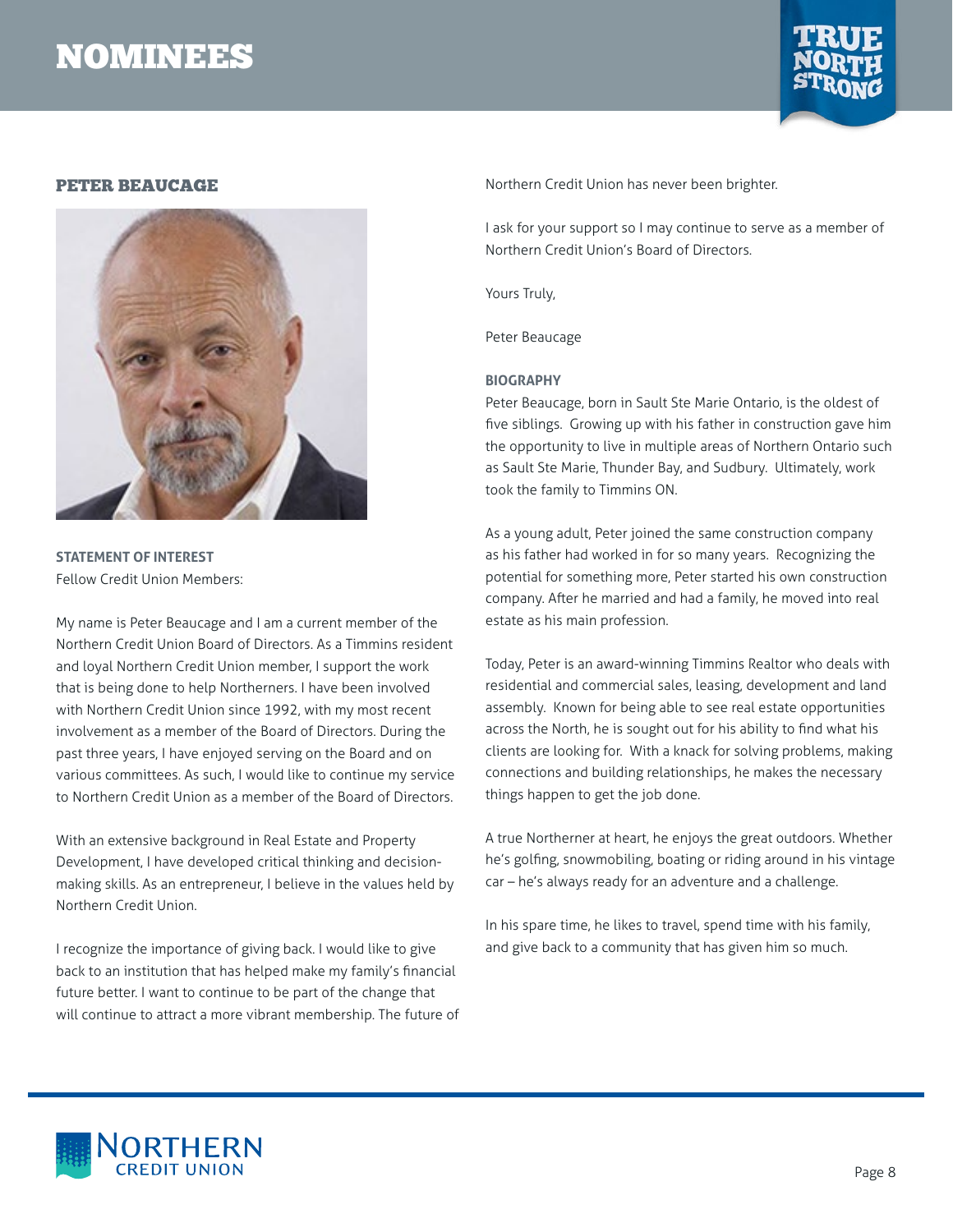# NOMINEES

## PETER BEAUCAGE

**STATEMENT OF INTEREST**

Fellow Credit Union Members:

My name is Peter Beaucage and I am a current member of the Northern Credit Union Board of Directors. As a Timmins resident and loyal Northern Credit Union member, I support the work that is being done to help Northerners. I have been involved with Northern Credit Union since 1992, with my most recent involvement as a member of the Board of Directors. During the past three years, I have enjoyed serving on the Board and on various committees. As such, I would like to continue my service to Northern Credit Union as a member of the Board of Directors.

With an extensive background in Real Estate and Property Development, I have developed critical thinking and decision-making skills. As an entrepreneur, I believe in the values held by Northern Credit Union.

I recognize the importance of giving back. I would like to give back to an institution that has helped make my family's financial future better. I want to continue to be part of the change that will continue to attract a more vibrant membership. The future of Northern Credit Union has never been brighter.

I ask for your support so I may continue to serve as a member of Northern Credit Union's Board of Directors.

Yours Truly,

Peter Beaucage

**BIOGRAPHY**

Peter Beaucage, born in Sault Ste Marie Ontario, is the oldest of five siblings. Growing up with his father in construction gave him the opportunity to live in multiple areas of Northern Ontario such as Sault Ste Marie, Thunder Bay, and Sudbury. Ultimately, work took the family to Timmins ON.

As a young adult, Peter joined the same construction company as his father had worked in for so many years. Recognizing the potential for something more, Peter started his own construction company. After he married and had a family, he moved into real estate as his main profession.

Today, Peter is an award-winning Timmins Realtor who deals with residential and commercial sales, leasing, development and land assembly. Known for being able to see real estate opportunities across the North, he is sought out for his ability to find what his clients are looking for. With a knack for solving problems, making connections and building relationships, he makes the necessary things happen to get the job done.

A true Northerner at heart, he enjoys the great outdoors. Whether he's golfing, snowmobiling, boating or riding around in his vintage car – he's always ready for an adventure and a challenge.

In his spare time, he likes to travel, spend time with his family, and give back to a community that has given him so much.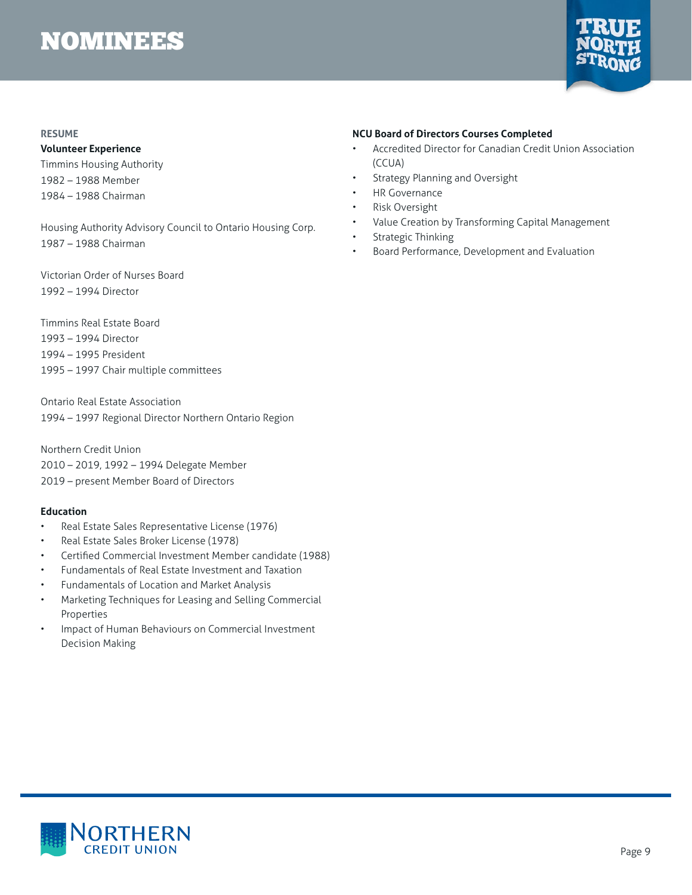# NOMINEES

**RESUME**

**Volunteer Experience**

Timmins Housing Authority
1982 – 1988 Member
1984 – 1988 Chairman

Housing Authority Advisory Council to Ontario Housing Corp.
1987 – 1988 Chairman

Victorian Order of Nurses Board
1992 – 1994 Director

Timmins Real Estate Board
1993 – 1994 Director
1994 – 1995 President
1995 – 1997 Chair multiple committees

Ontario Real Estate Association
1994 – 1997 Regional Director Northern Ontario Region

Northern Credit Union
2010 – 2019, 1992 – 1994 Delegate Member
2019 – present Member Board of Directors

**Education**

- Real Estate Sales Representative License (1976)
- Real Estate Sales Broker License (1978)
- Certified Commercial Investment Member candidate (1988)
- Fundamentals of Real Estate Investment and Taxation
- Fundamentals of Location and Market Analysis
- Marketing Techniques for Leasing and Selling Commercial Properties
- Impact of Human Behaviours on Commercial Investment Decision Making

**NCU Board of Directors Courses Completed**

- Accredited Director for Canadian Credit Union Association (CCUA)
- Strategy Planning and Oversight
- HR Governance
- Risk Oversight
- Value Creation by Transforming Capital Management
- Strategic Thinking
- Board Performance, Development and Evaluation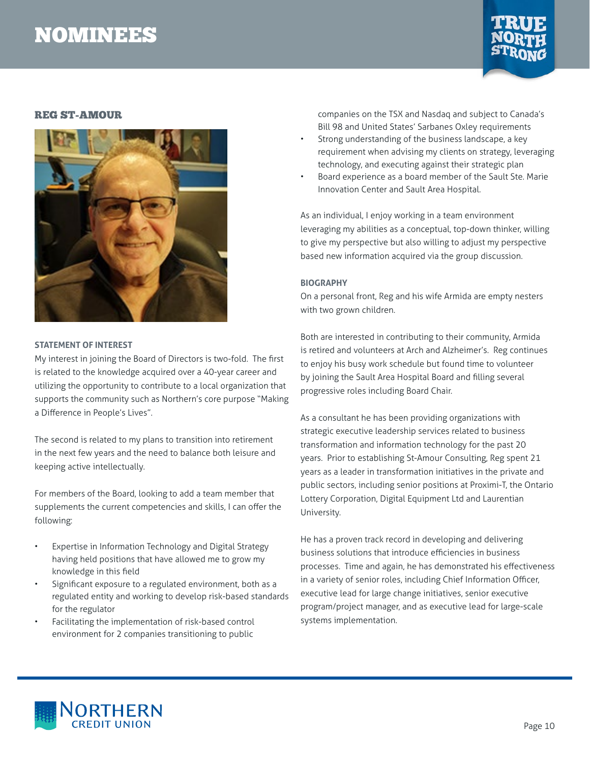# NOMINEES

## REG ST-AMOUR

### STATEMENT OF INTEREST

My interest in joining the Board of Directors is two-fold. The first is related to the knowledge acquired over a 40-year career and utilizing the opportunity to contribute to a local organization that supports the community such as Northern's core purpose "Making a Difference in People's Lives".

The second is related to my plans to transition into retirement in the next few years and the need to balance both leisure and keeping active intellectually.

For members of the Board, looking to add a team member that supplements the current competencies and skills, I can offer the following:

- Expertise in Information Technology and Digital Strategy having held positions that have allowed me to grow my knowledge in this field
- Significant exposure to a regulated environment, both as a regulated entity and working to develop risk-based standards for the regulator
- Facilitating the implementation of risk-based control environment for 2 companies transitioning to public companies on the TSX and Nasdaq and subject to Canada's Bill 98 and United States' Sarbanes Oxley requirements
- Strong understanding of the business landscape, a key requirement when advising my clients on strategy, leveraging technology, and executing against their strategic plan
- Board experience as a board member of the Sault Ste. Marie Innovation Center and Sault Area Hospital.

As an individual, I enjoy working in a team environment leveraging my abilities as a conceptual, top-down thinker, willing to give my perspective but also willing to adjust my perspective based new information acquired via the group discussion.

### BIOGRAPHY

On a personal front, Reg and his wife Armida are empty nesters with two grown children.

Both are interested in contributing to their community, Armida is retired and volunteers at Arch and Alzheimer's. Reg continues to enjoy his busy work schedule but found time to volunteer by joining the Sault Area Hospital Board and filling several progressive roles including Board Chair.

As a consultant he has been providing organizations with strategic executive leadership services related to business transformation and information technology for the past 20 years. Prior to establishing St-Amour Consulting, Reg spent 21 years as a leader in transformation initiatives in the private and public sectors, including senior positions at Proximi-T, the Ontario Lottery Corporation, Digital Equipment Ltd and Laurentian University.

He has a proven track record in developing and delivering business solutions that introduce efficiencies in business processes. Time and again, he has demonstrated his effectiveness in a variety of senior roles, including Chief Information Officer, executive lead for large change initiatives, senior executive program/project manager, and as executive lead for large-scale systems implementation.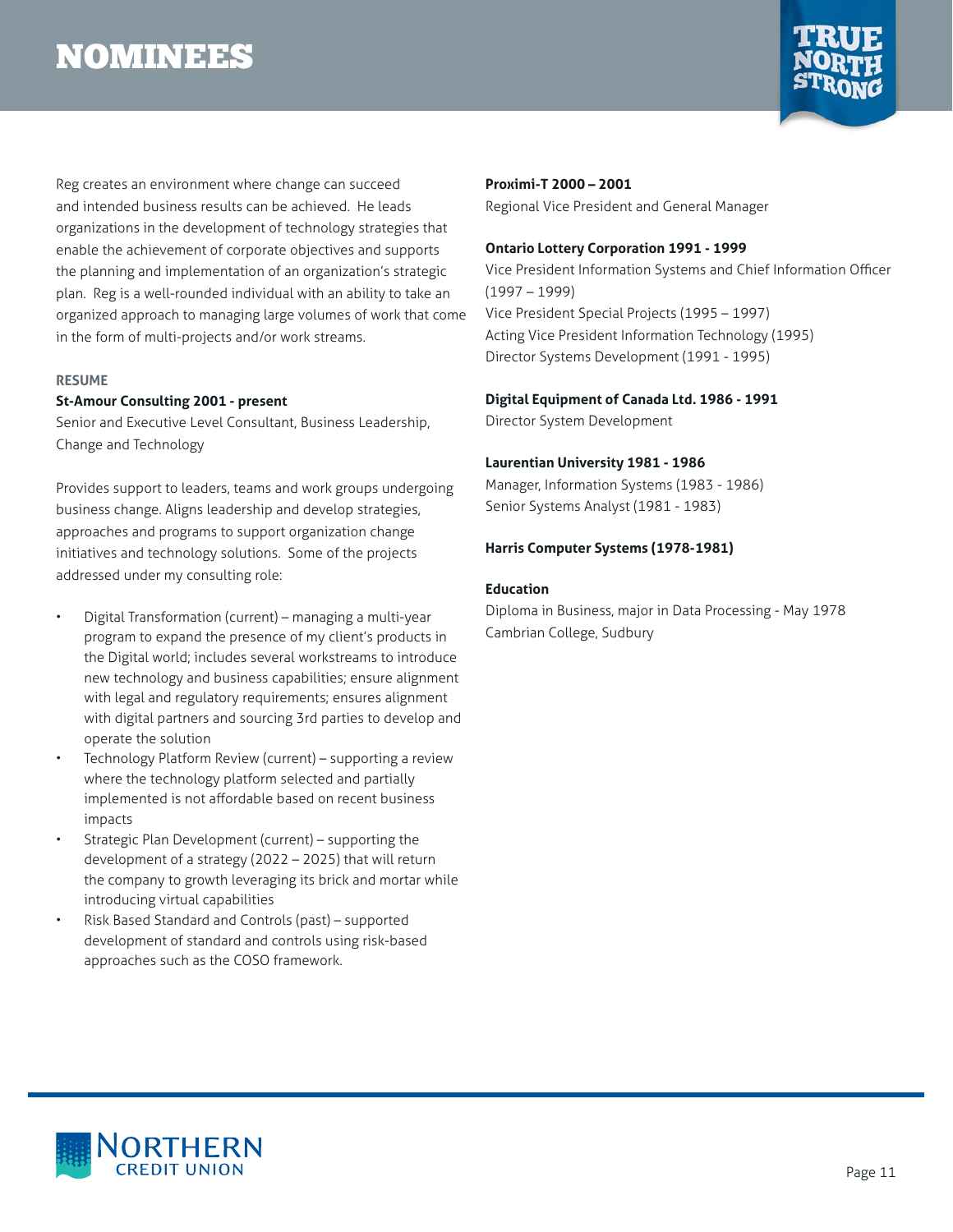# NOMINEES

Reg creates an environment where change can succeed and intended business results can be achieved. He leads organizations in the development of technology strategies that enable the achievement of corporate objectives and supports the planning and implementation of an organization's strategic plan. Reg is a well-rounded individual with an ability to take an organized approach to managing large volumes of work that come in the form of multi-projects and/or work streams.

### RESUME

**St-Amour Consulting 2001 - present**
Senior and Executive Level Consultant, Business Leadership, Change and Technology

Provides support to leaders, teams and work groups undergoing business change. Aligns leadership and develop strategies, approaches and programs to support organization change initiatives and technology solutions. Some of the projects addressed under my consulting role:

- Digital Transformation (current) – managing a multi-year program to expand the presence of my client's products in the Digital world; includes several workstreams to introduce new technology and business capabilities; ensure alignment with legal and regulatory requirements; ensures alignment with digital partners and sourcing 3rd parties to develop and operate the solution
- Technology Platform Review (current) – supporting a review where the technology platform selected and partially implemented is not affordable based on recent business impacts
- Strategic Plan Development (current) – supporting the development of a strategy (2022 – 2025) that will return the company to growth leveraging its brick and mortar while introducing virtual capabilities
- Risk Based Standard and Controls (past) – supported development of standard and controls using risk-based approaches such as the COSO framework.

**Proximi-T 2000 – 2001**
Regional Vice President and General Manager

**Ontario Lottery Corporation 1991 - 1999**
Vice President Information Systems and Chief Information Officer (1997 – 1999)
Vice President Special Projects (1995 – 1997)
Acting Vice President Information Technology (1995)
Director Systems Development (1991 - 1995)

**Digital Equipment of Canada Ltd. 1986 - 1991**
Director System Development

**Laurentian University 1981 - 1986**
Manager, Information Systems (1983 - 1986)
Senior Systems Analyst (1981 - 1983)

**Harris Computer Systems (1978-1981)**

**Education**
Diploma in Business, major in Data Processing - May 1978
Cambrian College, Sudbury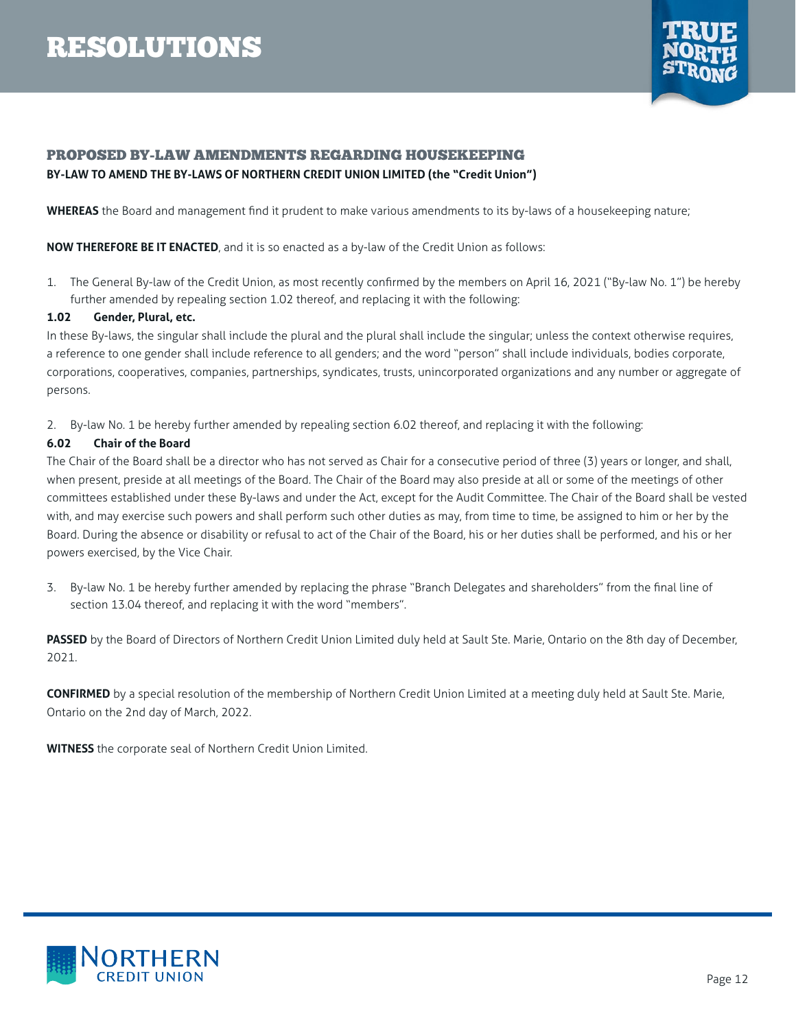# RESOLUTIONS

## PROPOSED BY-LAW AMENDMENTS REGARDING HOUSEKEEPING

**BY-LAW TO AMEND THE BY-LAWS OF NORTHERN CREDIT UNION LIMITED (the "Credit Union")**

**WHEREAS** the Board and management find it prudent to make various amendments to its by-laws of a housekeeping nature;

**NOW THEREFORE BE IT ENACTED**, and it is so enacted as a by-law of the Credit Union as follows:

1. The General By-law of the Credit Union, as most recently confirmed by the members on April 16, 2021 ("By-law No. 1") be hereby further amended by repealing section 1.02 thereof, and replacing it with the following:

**1.02 Gender, Plural, etc.**

In these By-laws, the singular shall include the plural and the plural shall include the singular; unless the context otherwise requires, a reference to one gender shall include reference to all genders; and the word "person" shall include individuals, bodies corporate, corporations, cooperatives, companies, partnerships, syndicates, trusts, unincorporated organizations and any number or aggregate of persons.

2. By-law No. 1 be hereby further amended by repealing section 6.02 thereof, and replacing it with the following:

**6.02 Chair of the Board**

The Chair of the Board shall be a director who has not served as Chair for a consecutive period of three (3) years or longer, and shall, when present, preside at all meetings of the Board. The Chair of the Board may also preside at all or some of the meetings of other committees established under these By-laws and under the Act, except for the Audit Committee. The Chair of the Board shall be vested with, and may exercise such powers and shall perform such other duties as may, from time to time, be assigned to him or her by the Board. During the absence or disability or refusal to act of the Chair of the Board, his or her duties shall be performed, and his or her powers exercised, by the Vice Chair.

3. By-law No. 1 be hereby further amended by replacing the phrase "Branch Delegates and shareholders" from the final line of section 13.04 thereof, and replacing it with the word "members".

**PASSED** by the Board of Directors of Northern Credit Union Limited duly held at Sault Ste. Marie, Ontario on the 8th day of December, 2021.

**CONFIRMED** by a special resolution of the membership of Northern Credit Union Limited at a meeting duly held at Sault Ste. Marie, Ontario on the 2nd day of March, 2022.

**WITNESS** the corporate seal of Northern Credit Union Limited.